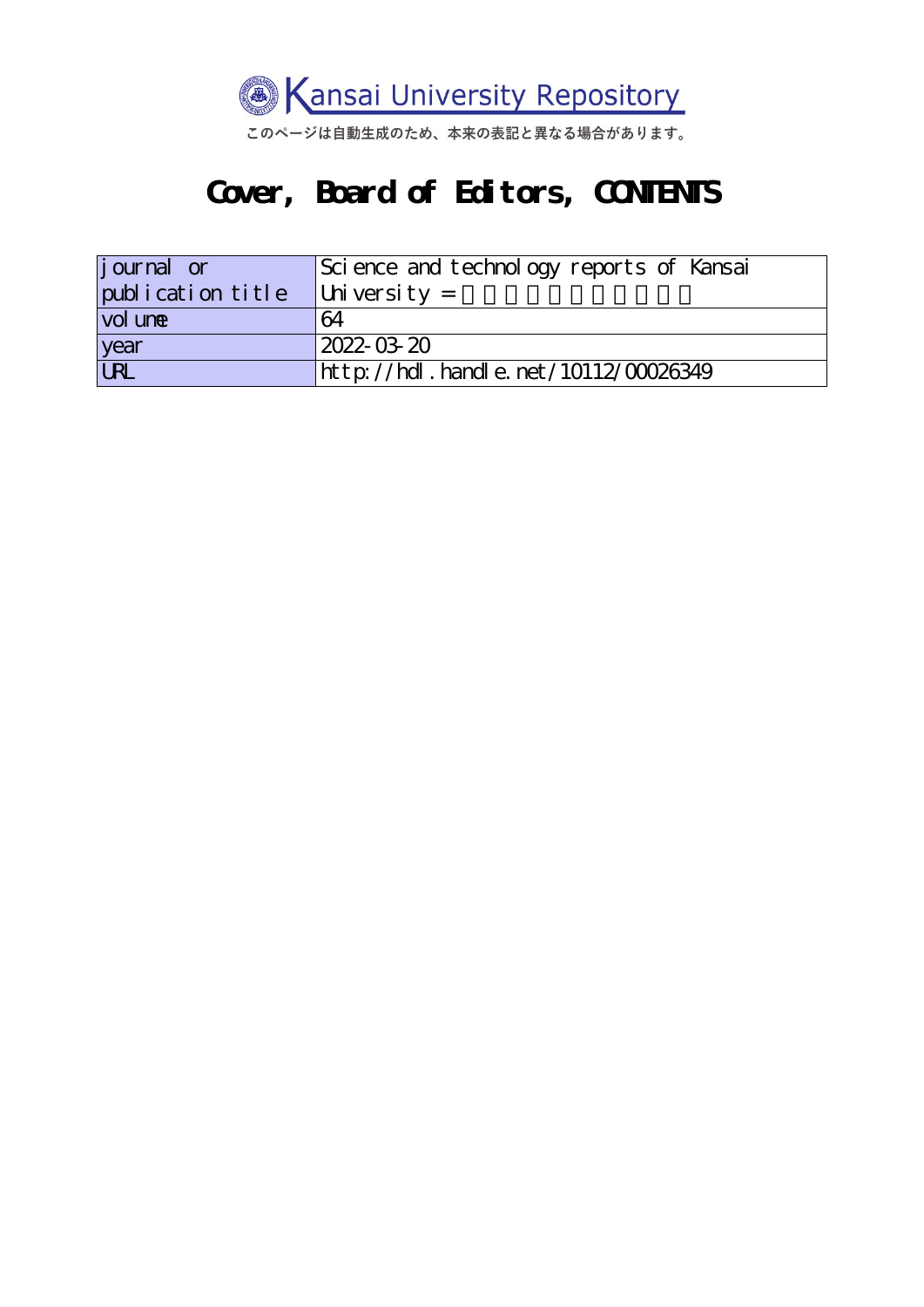Kansai University Repository

このページは自動生成のため、本来の表記と異なる場合があります。

# Cover, Board of Editors, CONTENTS

| journal or publication title | Science and technology reports of Kansai University = |
|---|---|
| volume | 64 |
| year | 2022-03-20 |
| URL | http://hdl.handle.net/10112/00026349 |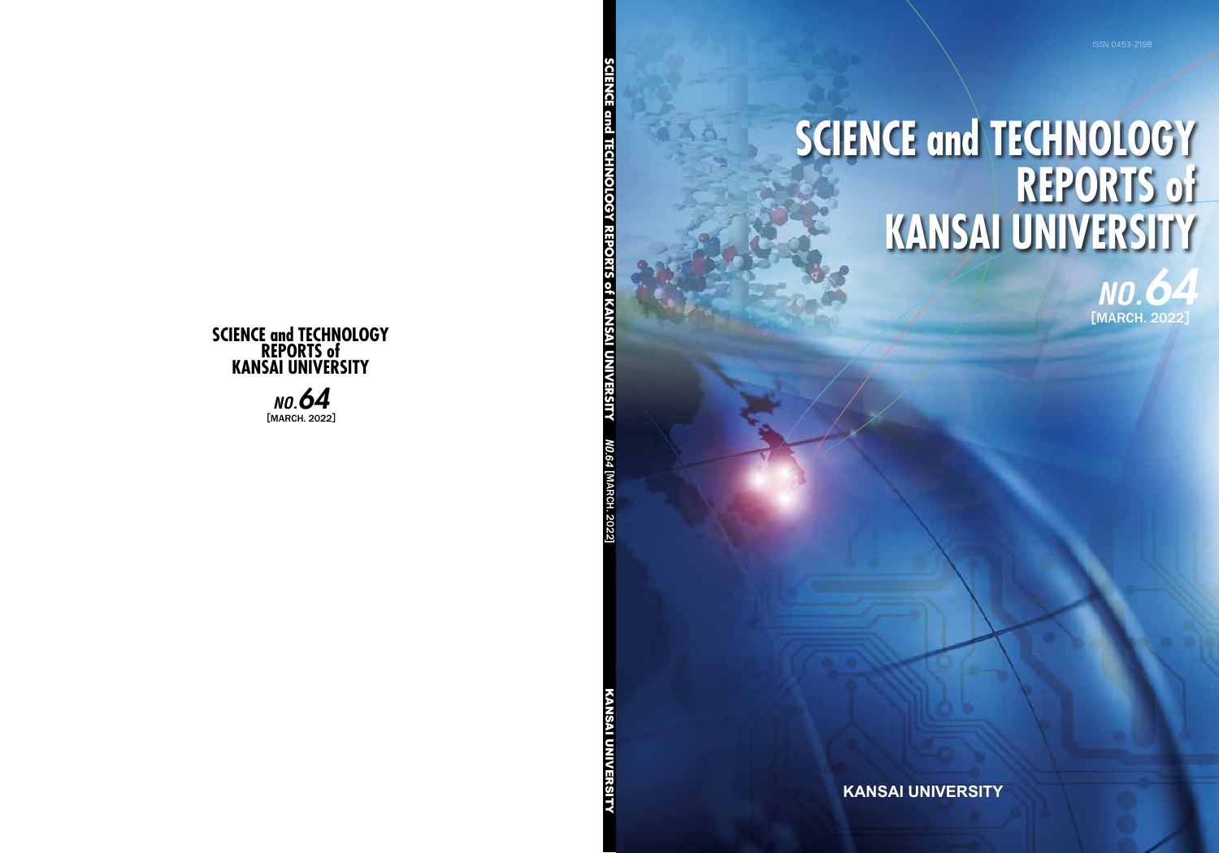# SCIENCE and TECHNOLOGY REPORTS of KANSAI UNIVERSITY

*NO.64*
[MARCH. 2022]

SCIENCE and TECHNOLOGY REPORTS of KANSAI UNIVERSITY *NO.64* [MARCH. 2022] KANSAI UNIVERSITY

ISSN 0453-2198

# SCIENCE and TECHNOLOGY REPORTS of KANSAI UNIVERSITY

*NO.64*
[MARCH. 2022]

KANSAI UNIVERSITY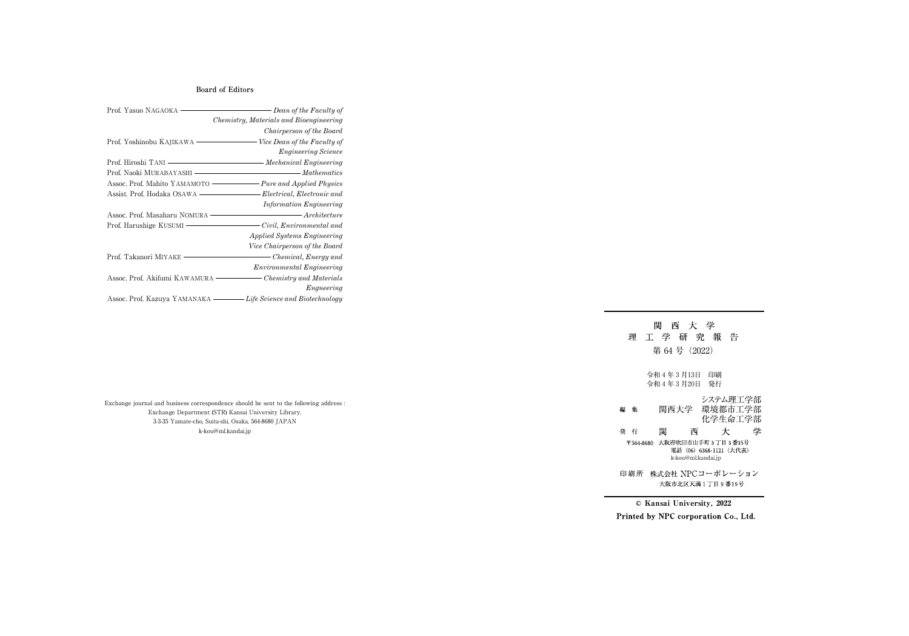**Board of Editors**

| | |
|---|---|
| Prof. Yasuo NAGAOKA | *Dean of the Faculty of Chemistry, Materials and Bioengineering* *Chairperson of the Board* |
| Prof. Yoshinobu KAJIKAWA | *Vice Dean of the Faculty of Engineering Science* |
| Prof. Hiroshi TANI | *Mechanical Engineering* |
| Prof. Naoki MURABAYASHI | *Mathematics* |
| Assoc. Prof. Mahito YAMAMOTO | *Pure and Applied Physics* |
| Assist. Prof. Hodaka OSAWA | *Electrical, Electronic and Information Engineering* |
| Assoc. Prof. Masaharu NOMURA | *Architecture* |
| Prof. Harushige KUSUMI | *Civil, Environmental and Applied Systems Engineering* *Vice Chairperson of the Board* |
| Prof. Takanori MIYAKE | *Chemical, Energy and Environmental Engineering* |
| Assoc. Prof. Akifumi KAWAMURA | *Chemistry and Materials Engneering* |
| Assoc. Prof. Kazuya YAMANAKA | *Life Science and Biotechnology* |

Exchange journal and business correspondence should be sent to the following address :
Exchange Department (STR) Kansai University Library,
3-3-35 Yamate-cho, Suita-shi, Osaka, 564-8680 JAPAN
k-kou@ml.kandai.jp

---

関　西　大　学
理　工　学　研　究　報　告
第 64 号（2022）

令和 4 年 3 月13日　印刷
令和 4 年 3 月20日　発行

編　集　　関西大学　システム理工学部
　　　　　　　　　　環境都市工学部
　　　　　　　　　　化学生命工学部

発　行　　関　　西　　大　　学

〒564-8680　大阪府吹田市山手町 3 丁目 3 番35号
　　　　　　電話（06）6368-1121（大代表）
　　　　　　k-kou@ml.kandai.jp

印刷所　株式会社 NPCコーポレーション
　　　　大阪市北区天満 1 丁目 9 番19号

---

**© Kansai University, 2022**
**Printed by NPC corporation Co., Ltd.**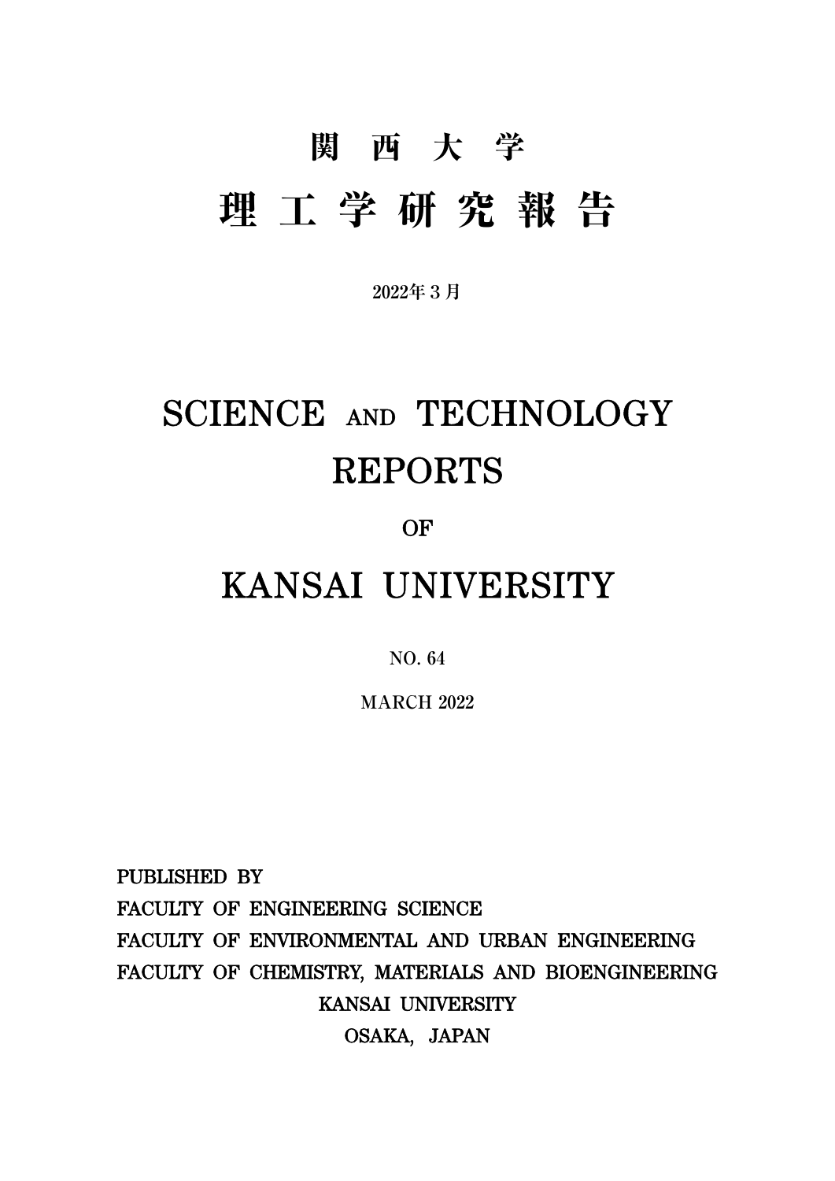# 関 西 大 学

# 理 工 学 研 究 報 告

2022年３月

# SCIENCE AND TECHNOLOGY REPORTS

OF

# KANSAI UNIVERSITY

NO. 64

MARCH 2022

PUBLISHED BY
FACULTY OF ENGINEERING SCIENCE
FACULTY OF ENVIRONMENTAL AND URBAN ENGINEERING
FACULTY OF CHEMISTRY, MATERIALS AND BIOENGINEERING
KANSAI UNIVERSITY
OSAKA, JAPAN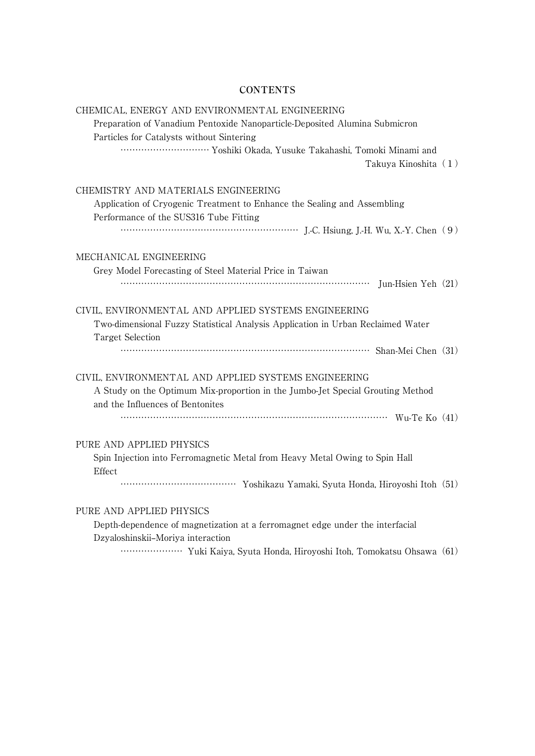# CONTENTS

CHEMICAL, ENERGY AND ENVIRONMENTAL ENGINEERING

Preparation of Vanadium Pentoxide Nanoparticle-Deposited Alumina Submicron Particles for Catalysts without Sintering

………………………… Yoshiki Okada, Yusuke Takahashi, Tomoki Minami and Takuya Kinoshita (1)

CHEMISTRY AND MATERIALS ENGINEERING

Application of Cryogenic Treatment to Enhance the Sealing and Assembling Performance of the SUS316 Tube Fitting

……………………………………………………… J.-C. Hsiung, J.-H. Wu, X.-Y. Chen (9)

MECHANICAL ENGINEERING

Grey Model Forecasting of Steel Material Price in Taiwan

……………………………………………………………………………… Jun-Hsien Yeh (21)

CIVIL, ENVIRONMENTAL AND APPLIED SYSTEMS ENGINEERING

Two-dimensional Fuzzy Statistical Analysis Application in Urban Reclaimed Water Target Selection

……………………………………………………………………………… Shan-Mei Chen (31)

CIVIL, ENVIRONMENTAL AND APPLIED SYSTEMS ENGINEERING

A Study on the Optimum Mix-proportion in the Jumbo-Jet Special Grouting Method and the Influences of Bentonites

…………………………………………………………………………………… Wu-Te Ko (41)

PURE AND APPLIED PHYSICS

Spin Injection into Ferromagnetic Metal from Heavy Metal Owing to Spin Hall Effect

………………………………… Yoshikazu Yamaki, Syuta Honda, Hiroyoshi Itoh (51)

PURE AND APPLIED PHYSICS

Depth-dependence of magnetization at a ferromagnet edge under the interfacial Dzyaloshinskii–Moriya interaction

………………… Yuki Kaiya, Syuta Honda, Hiroyoshi Itoh, Tomokatsu Ohsawa (61)